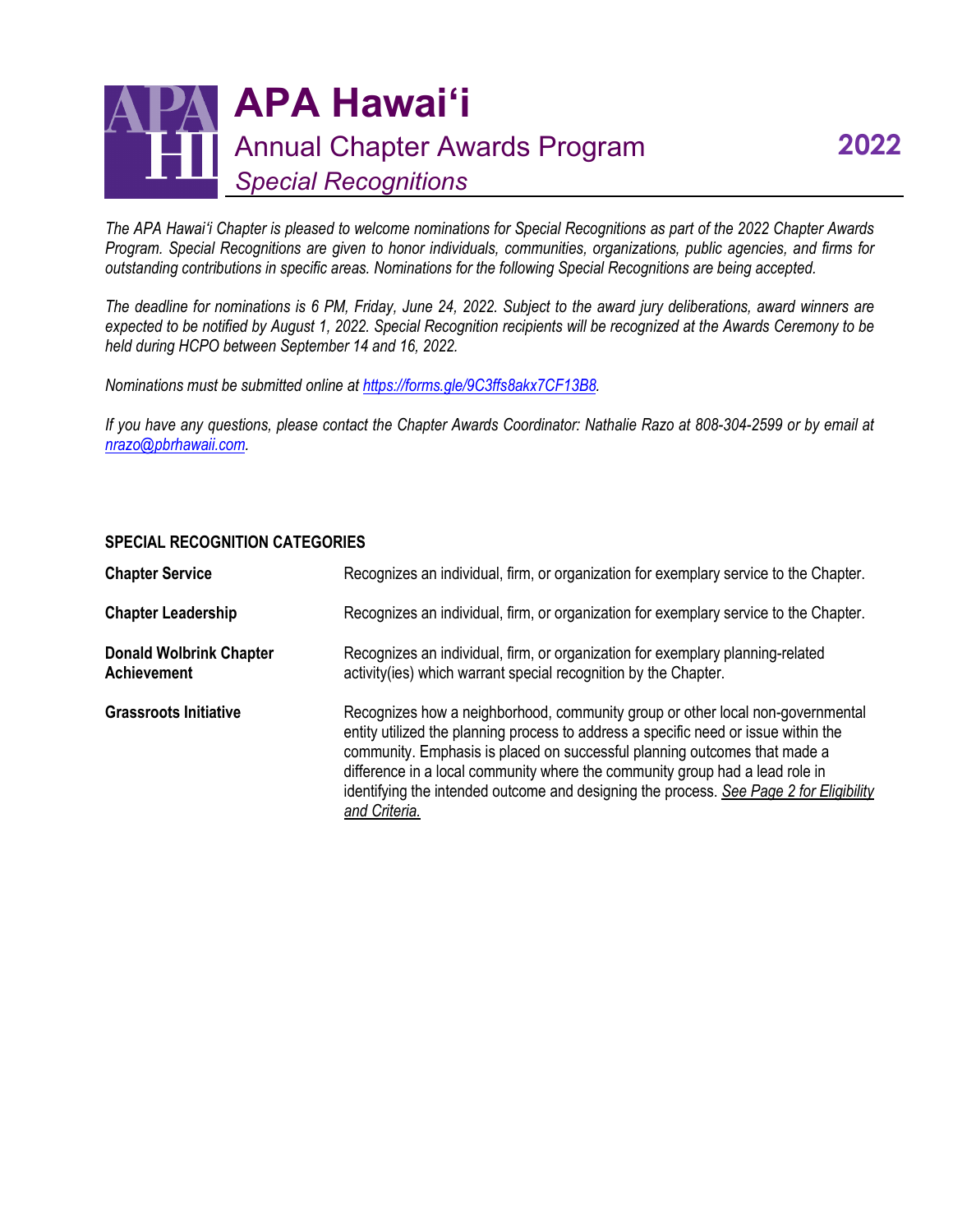# APA Hawaiʻi

## Annual Chapter Awards Program — 2022

### *Special Recognitions*

*The APA Hawaiʻi Chapter is pleased to welcome nominations for Special Recognitions as part of the 2022 Chapter Awards Program. Special Recognitions are given to honor individuals, communities, organizations, public agencies, and firms for outstanding contributions in specific areas. Nominations for the following Special Recognitions are being accepted.*

*The deadline for nominations is 6 PM, Friday, June 24, 2022. Subject to the award jury deliberations, award winners are expected to be notified by August 1, 2022. Special Recognition recipients will be recognized at the Awards Ceremony to be held during HCPO between September 14 and 16, 2022.*

*Nominations must be submitted online at https://forms.gle/9C3ffs8akx7CF13B8.*

*If you have any questions, please contact the Chapter Awards Coordinator: Nathalie Razo at 808-304-2599 or by email at nrazo@pbrhawaii.com.*

**SPECIAL RECOGNITION CATEGORIES**

| Category | Description |
| --- | --- |
| **Chapter Service** | Recognizes an individual, firm, or organization for exemplary service to the Chapter. |
| **Chapter Leadership** | Recognizes an individual, firm, or organization for exemplary service to the Chapter. |
| **Donald Wolbrink Chapter Achievement** | Recognizes an individual, firm, or organization for exemplary planning-related activity(ies) which warrant special recognition by the Chapter. |
| **Grassroots Initiative** | Recognizes how a neighborhood, community group or other local non-governmental entity utilized the planning process to address a specific need or issue within the community. Emphasis is placed on successful planning outcomes that made a difference in a local community where the community group had a lead role in identifying the intended outcome and designing the process. *See Page 2 for Eligibility and Criteria.* |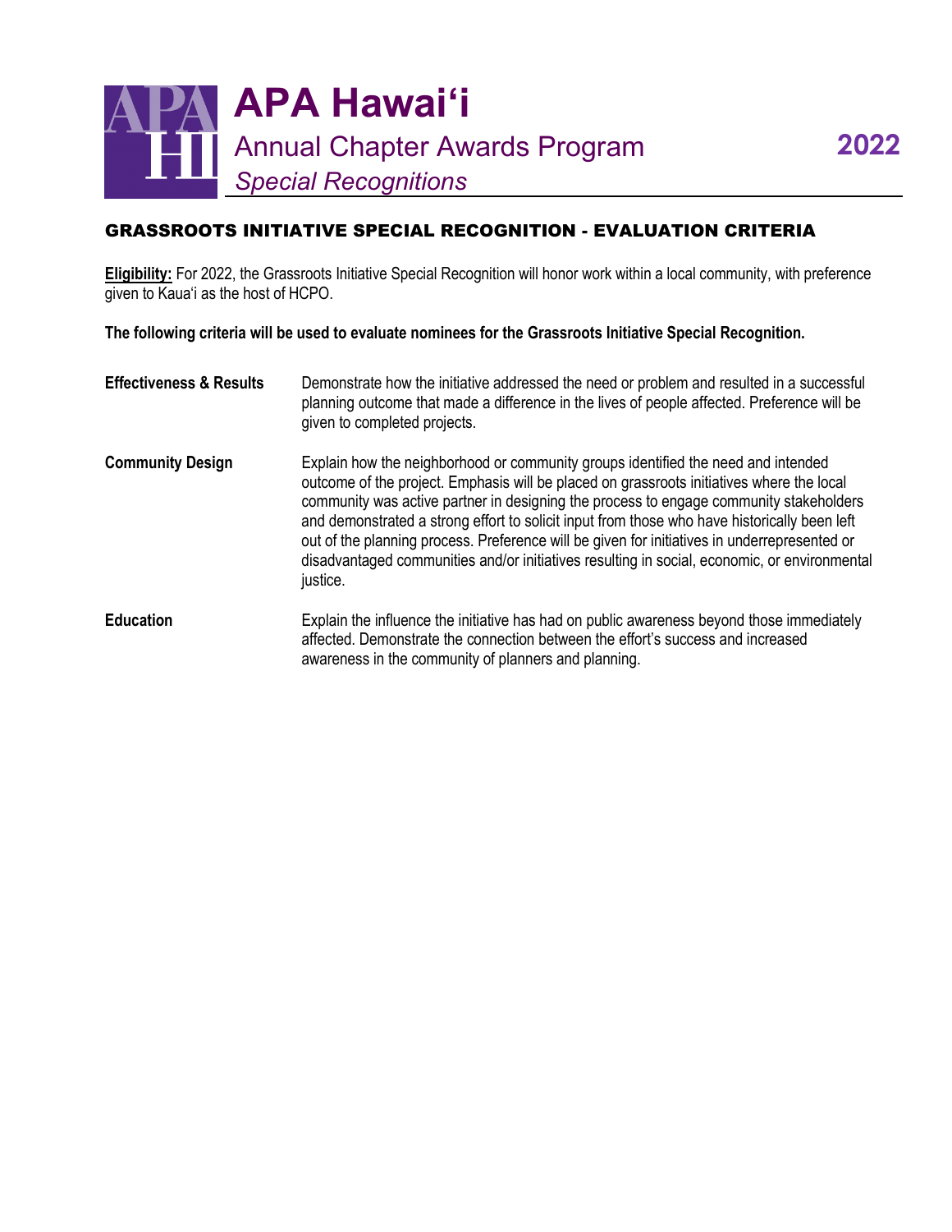# APA Hawaiʻi

## Annual Chapter Awards Program

*Special Recognitions*

**2022**

### GRASSROOTS INITIATIVE SPECIAL RECOGNITION - EVALUATION CRITERIA

**Eligibility:** For 2022, the Grassroots Initiative Special Recognition will honor work within a local community, with preference given to Kauaʻi as the host of HCPO.

**The following criteria will be used to evaluate nominees for the Grassroots Initiative Special Recognition.**

**Effectiveness & Results**
Demonstrate how the initiative addressed the need or problem and resulted in a successful planning outcome that made a difference in the lives of people affected. Preference will be given to completed projects.

**Community Design**
Explain how the neighborhood or community groups identified the need and intended outcome of the project. Emphasis will be placed on grassroots initiatives where the local community was active partner in designing the process to engage community stakeholders and demonstrated a strong effort to solicit input from those who have historically been left out of the planning process. Preference will be given for initiatives in underrepresented or disadvantaged communities and/or initiatives resulting in social, economic, or environmental justice.

**Education**
Explain the influence the initiative has had on public awareness beyond those immediately affected. Demonstrate the connection between the effort's success and increased awareness in the community of planners and planning.